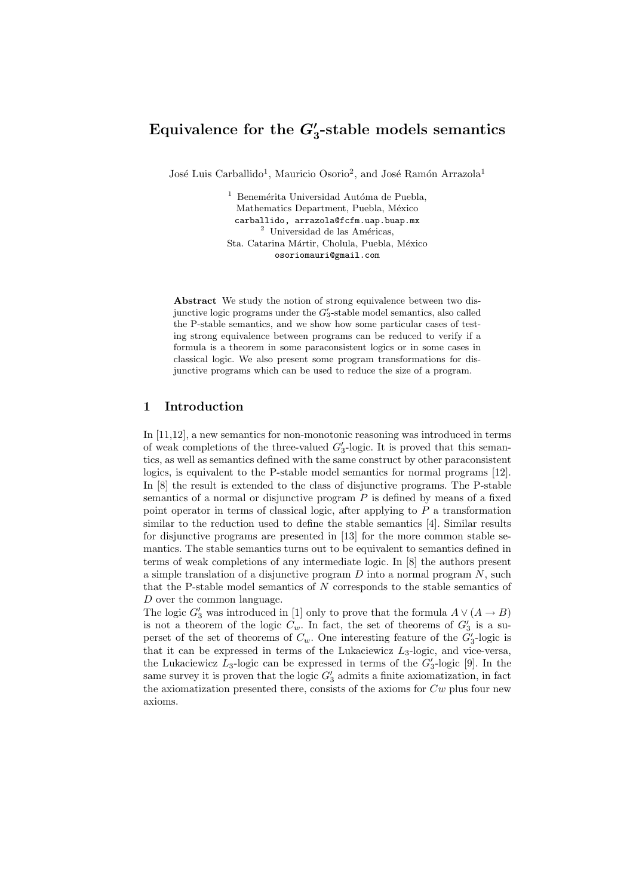# Equivalence for the $G'_3$-stable models semantics

José Luis Carballido[1], Mauricio Osorio[2], and José Ramón Arrazola[1]

[1] Benemérita Universidad Autóma de Puebla,  
Mathematics Department, Puebla, México  
carballido, arrazola@fcfm.uap.buap.mx  
[2] Universidad de las Américas,  
Sta. Catarina Mártir, Cholula, Puebla, México  
osoriomauri@gmail.com

**Abstract** We study the notion of strong equivalence between two disjunctive logic programs under the $G'_3$-stable model semantics, also called the P-stable semantics, and we show how some particular cases of testing strong equivalence between programs can be reduced to verify if a formula is a theorem in some paraconsistent logics or in some cases in classical logic. We also present some program transformations for disjunctive programs which can be used to reduce the size of a program.

## 1 Introduction

In [11,12], a new semantics for non-monotonic reasoning was introduced in terms of weak completions of the three-valued $G'_3$-logic. It is proved that this semantics, as well as semantics defined with the same construct by other paraconsistent logics, is equivalent to the P-stable model semantics for normal programs [12]. In [8] the result is extended to the class of disjunctive programs. The P-stable semantics of a normal or disjunctive program $P$ is defined by means of a fixed point operator in terms of classical logic, after applying to $P$ a transformation similar to the reduction used to define the stable semantics [4]. Similar results for disjunctive programs are presented in [13] for the more common stable semantics. The stable semantics turns out to be equivalent to semantics defined in terms of weak completions of any intermediate logic. In [8] the authors present a simple translation of a disjunctive program $D$ into a normal program $N$, such that the P-stable model semantics of $N$ corresponds to the stable semantics of $D$ over the common language.

The logic $G'_3$ was introduced in [1] only to prove that the formula $A \vee (A \rightarrow B)$ is not a theorem of the logic $C_w$. In fact, the set of theorems of $G'_3$ is a superset of the set of theorems of $C_w$. One interesting feature of the $G'_3$-logic is that it can be expressed in terms of the Lukaciewicz $L_3$-logic, and vice-versa, the Lukaciewicz $L_3$-logic can be expressed in terms of the $G'_3$-logic [9]. In the same survey it is proven that the logic $G'_3$ admits a finite axiomatization, in fact the axiomatization presented there, consists of the axioms for $Cw$ plus four new axioms.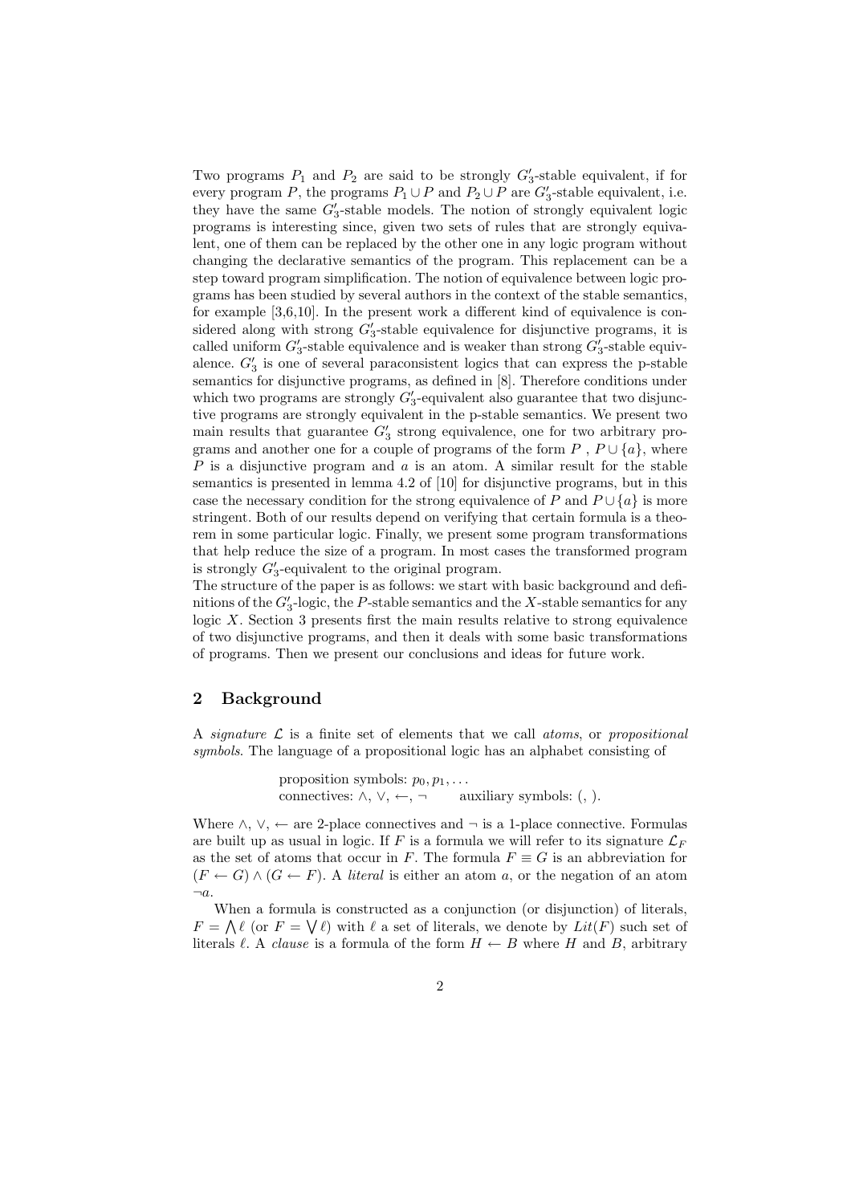Two programs $P_1$ and $P_2$ are said to be strongly $G'_3$-stable equivalent, if for every program $P$, the programs $P_1 \cup P$ and $P_2 \cup P$ are $G'_3$-stable equivalent, i.e. they have the same $G'_3$-stable models. The notion of strongly equivalent logic programs is interesting since, given two sets of rules that are strongly equivalent, one of them can be replaced by the other one in any logic program without changing the declarative semantics of the program. This replacement can be a step toward program simplification. The notion of equivalence between logic programs has been studied by several authors in the context of the stable semantics, for example [3,6,10]. In the present work a different kind of equivalence is considered along with strong $G'_3$-stable equivalence for disjunctive programs, it is called uniform $G'_3$-stable equivalence and is weaker than strong $G'_3$-stable equivalence. $G'_3$ is one of several paraconsistent logics that can express the p-stable semantics for disjunctive programs, as defined in [8]. Therefore conditions under which two programs are strongly $G'_3$-equivalent also guarantee that two disjunctive programs are strongly equivalent in the p-stable semantics. We present two main results that guarantee $G'_3$ strong equivalence, one for two arbitrary programs and another one for a couple of programs of the form $P$ , $P \cup \{a\}$, where $P$ is a disjunctive program and $a$ is an atom. A similar result for the stable semantics is presented in lemma 4.2 of [10] for disjunctive programs, but in this case the necessary condition for the strong equivalence of $P$ and $P \cup \{a\}$ is more stringent. Both of our results depend on verifying that certain formula is a theorem in some particular logic. Finally, we present some program transformations that help reduce the size of a program. In most cases the transformed program is strongly $G'_3$-equivalent to the original program.
The structure of the paper is as follows: we start with basic background and definitions of the $G'_3$-logic, the $P$-stable semantics and the $X$-stable semantics for any logic $X$. Section 3 presents first the main results relative to strong equivalence of two disjunctive programs, and then it deals with some basic transformations of programs. Then we present our conclusions and ideas for future work.

## 2 Background

A *signature* $\mathcal{L}$ is a finite set of elements that we call *atoms*, or *propositional symbols*. The language of a propositional logic has an alphabet consisting of

proposition symbols: $p_0, p_1, \ldots$
connectives: $\wedge$, $\vee$, $\leftarrow$, $\neg$ auxiliary symbols: (, ).

Where $\wedge$, $\vee$, $\leftarrow$ are 2-place connectives and $\neg$ is a 1-place connective. Formulas are built up as usual in logic. If $F$ is a formula we will refer to its signature $\mathcal{L}_F$ as the set of atoms that occur in $F$. The formula $F \equiv G$ is an abbreviation for $(F \leftarrow G) \wedge (G \leftarrow F)$. A *literal* is either an atom $a$, or the negation of an atom $\neg a$.

When a formula is constructed as a conjunction (or disjunction) of literals, $F = \bigwedge \ell$ (or $F = \bigvee \ell$) with $\ell$ a set of literals, we denote by $Lit(F)$ such set of literals $\ell$. A *clause* is a formula of the form $H \leftarrow B$ where $H$ and $B$, arbitrary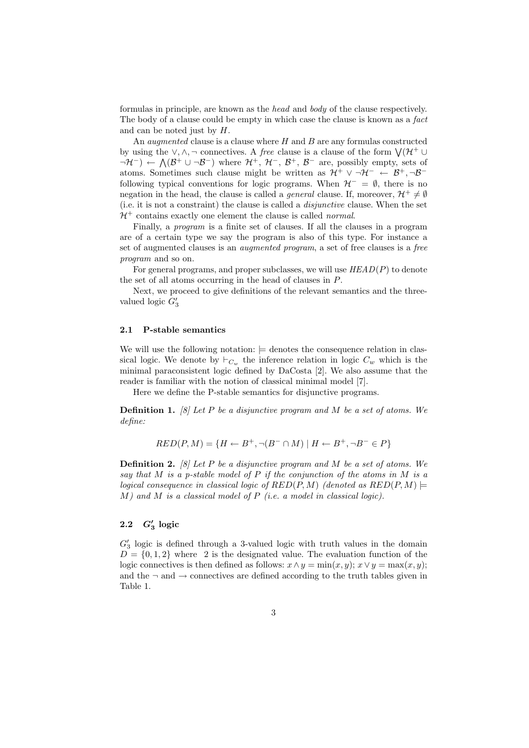formulas in principle, are known as the *head* and *body* of the clause respectively. The body of a clause could be empty in which case the clause is known as a *fact* and can be noted just by $H$.

An *augmented* clause is a clause where $H$ and $B$ are any formulas constructed by using the $\vee, \wedge, \neg$ connectives. A *free* clause is a clause of the form $\bigvee(\mathcal{H}^+ \cup \neg\mathcal{H}^-) \leftarrow \bigwedge(\mathcal{B}^+ \cup \neg\mathcal{B}^-)$ where $\mathcal{H}^+$, $\mathcal{H}^-$, $\mathcal{B}^+$, $\mathcal{B}^-$ are, possibly empty, sets of atoms. Sometimes such clause might be written as $\mathcal{H}^+ \vee \neg\mathcal{H}^- \leftarrow \mathcal{B}^+, \neg\mathcal{B}^-$ following typical conventions for logic programs. When $\mathcal{H}^- = \emptyset$, there is no negation in the head, the clause is called a *general* clause. If, moreover, $\mathcal{H}^+ \neq \emptyset$ (i.e. it is not a constraint) the clause is called a *disjunctive* clause. When the set $\mathcal{H}^+$ contains exactly one element the clause is called *normal*.

Finally, a *program* is a finite set of clauses. If all the clauses in a program are of a certain type we say the program is also of this type. For instance a set of augmented clauses is an *augmented program*, a set of free clauses is a *free program* and so on.

For general programs, and proper subclasses, we will use $HEAD(P)$ to denote the set of all atoms occurring in the head of clauses in $P$.

Next, we proceed to give definitions of the relevant semantics and the three-valued logic $G'_3$

### 2.1 P-stable semantics

We will use the following notation: $\models$ denotes the consequence relation in classical logic. We denote by $\vdash_{C_w}$ the inference relation in logic $C_w$ which is the minimal paraconsistent logic defined by DaCosta [2]. We also assume that the reader is familiar with the notion of classical minimal model [7].

Here we define the P-stable semantics for disjunctive programs.

**Definition 1.** *[8] Let $P$ be a disjunctive program and $M$ be a set of atoms. We define:*

$$RED(P, M) = \{H \leftarrow B^+, \neg(B^- \cap M) \mid H \leftarrow B^+, \neg B^- \in P\}$$

**Definition 2.** *[8] Let $P$ be a disjunctive program and $M$ be a set of atoms. We say that $M$ is a p-stable model of $P$ if the conjunction of the atoms in $M$ is a logical consequence in classical logic of $RED(P, M)$ (denoted as $RED(P, M) \models M$) and $M$ is a classical model of $P$ (i.e. a model in classical logic).*

### 2.2 $G'_3$ logic

$G'_3$ logic is defined through a 3-valued logic with truth values in the domain $D = \{0, 1, 2\}$ where 2 is the designated value. The evaluation function of the logic connectives is then defined as follows: $x \wedge y = \min(x, y)$; $x \vee y = \max(x, y)$; and the $\neg$ and $\rightarrow$ connectives are defined according to the truth tables given in Table 1.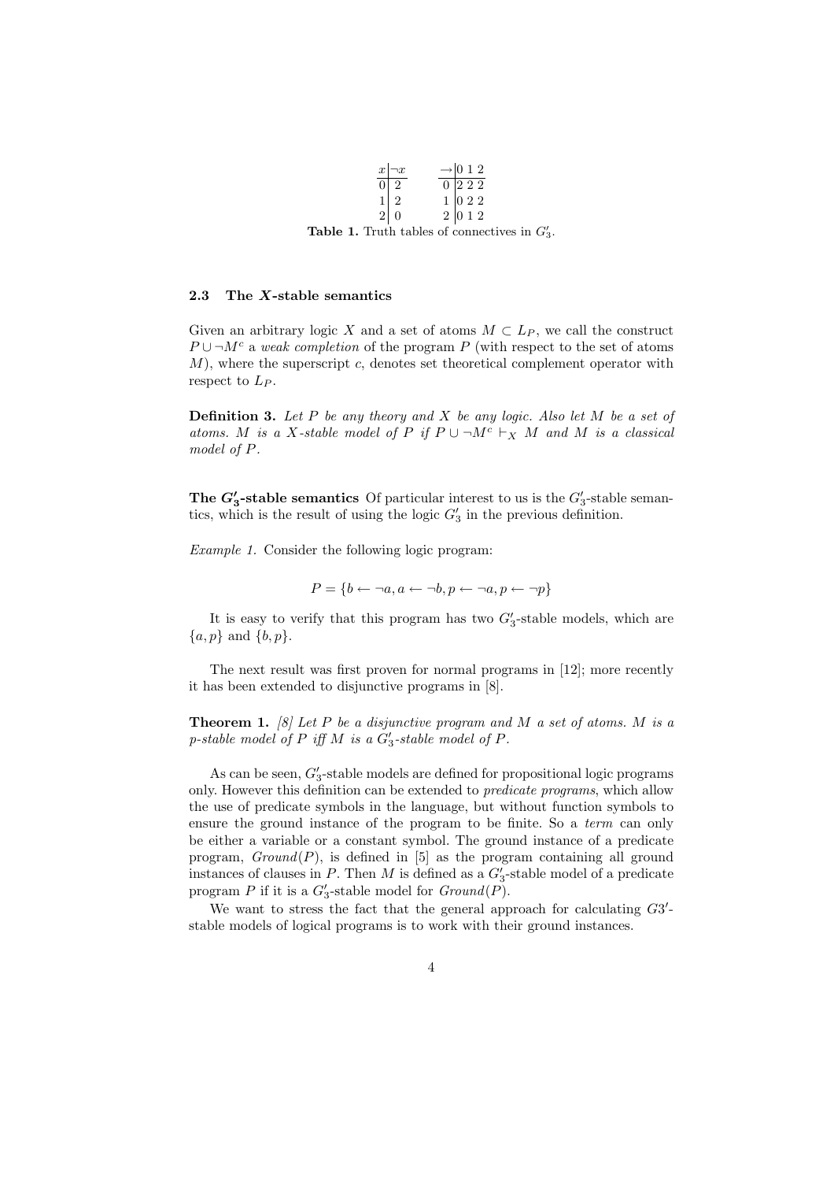| $x$ | $\neg x$ |
|---|---|
| 0 | 2 |
| 1 | 2 |
| 2 | 0 |

| $\rightarrow$ | 0 | 1 | 2 |
|---|---|---|---|
| 0 | 2 | 2 | 2 |
| 1 | 0 | 2 | 2 |
| 2 | 0 | 1 | 2 |

**Table 1.** Truth tables of connectives in $G'_3$.

### 2.3 The $X$-stable semantics

Given an arbitrary logic $X$ and a set of atoms $M \subset L_P$, we call the construct $P \cup \neg M^c$ a *weak completion* of the program $P$ (with respect to the set of atoms $M$), where the superscript $c$, denotes set theoretical complement operator with respect to $L_P$.

**Definition 3.** *Let $P$ be any theory and $X$ be any logic. Also let $M$ be a set of atoms. $M$ is a $X$-stable model of $P$ if $P \cup \neg M^c \vdash_X M$ and $M$ is a classical model of $P$.*

**The $G'_3$-stable semantics** Of particular interest to us is the $G'_3$-stable semantics, which is the result of using the logic $G'_3$ in the previous definition.

*Example 1.* Consider the following logic program:

$$P = \{b \leftarrow \neg a, a \leftarrow \neg b, p \leftarrow \neg a, p \leftarrow \neg p\}$$

It is easy to verify that this program has two $G'_3$-stable models, which are $\{a, p\}$ and $\{b, p\}$.

The next result was first proven for normal programs in [12]; more recently it has been extended to disjunctive programs in [8].

**Theorem 1.** *[8] Let $P$ be a disjunctive program and $M$ a set of atoms. $M$ is a p-stable model of $P$ iff $M$ is a $G'_3$-stable model of $P$.*

As can be seen, $G'_3$-stable models are defined for propositional logic programs only. However this definition can be extended to *predicate programs*, which allow the use of predicate symbols in the language, but without function symbols to ensure the ground instance of the program to be finite. So a *term* can only be either a variable or a constant symbol. The ground instance of a predicate program, *Ground*($P$), is defined in [5] as the program containing all ground instances of clauses in $P$. Then $M$ is defined as a $G'_3$-stable model of a predicate program $P$ if it is a $G'_3$-stable model for *Ground*($P$).

We want to stress the fact that the general approach for calculating $G3'$-stable models of logical programs is to work with their ground instances.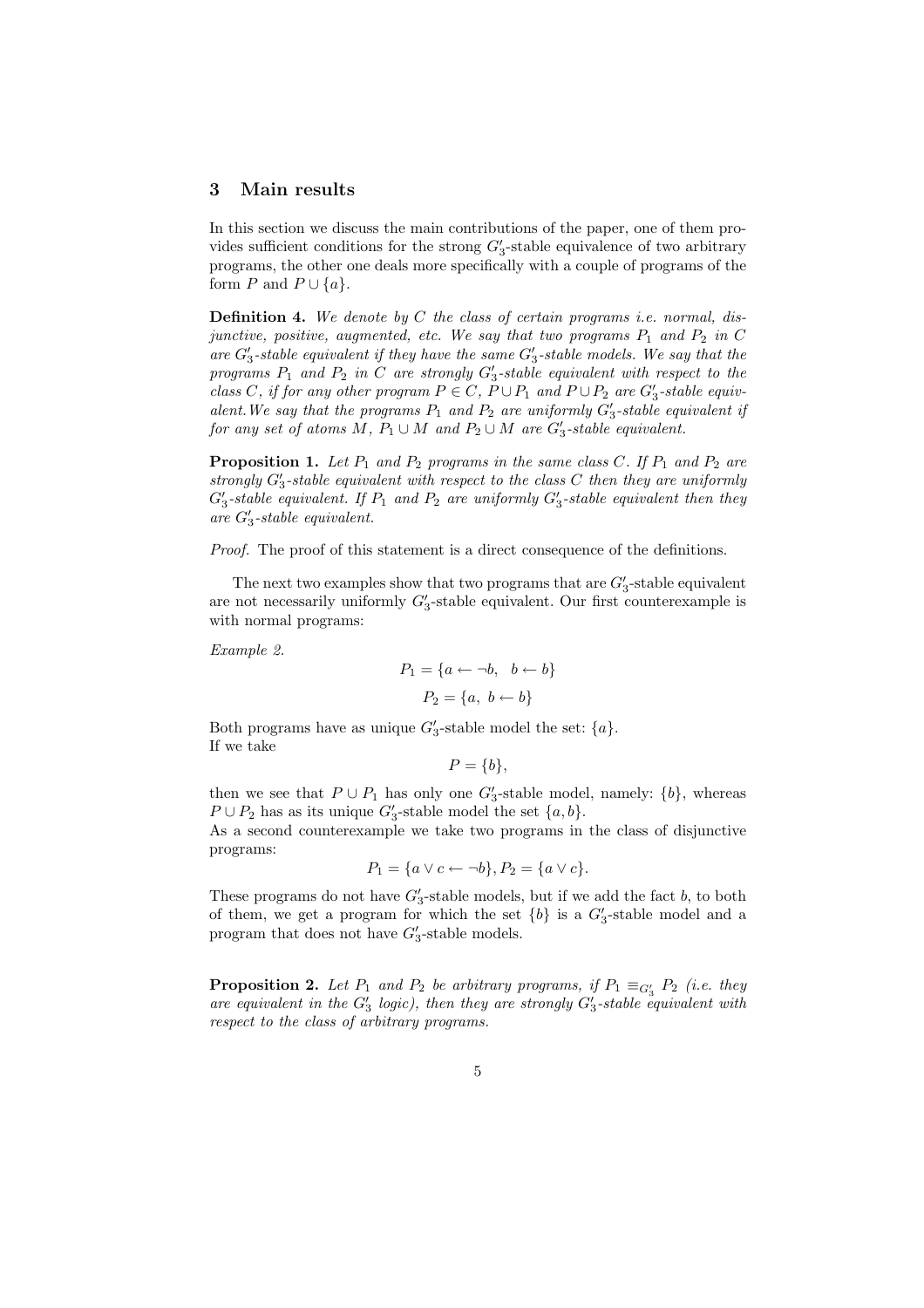## 3 Main results

In this section we discuss the main contributions of the paper, one of them provides sufficient conditions for the strong $G_3'$-stable equivalence of two arbitrary programs, the other one deals more specifically with a couple of programs of the form $P$ and $P \cup \{a\}$.

**Definition 4.** *We denote by $C$ the class of certain programs i.e. normal, disjunctive, positive, augmented, etc. We say that two programs $P_1$ and $P_2$ in $C$ are $G_3'$-stable equivalent if they have the same $G_3'$-stable models. We say that the programs $P_1$ and $P_2$ in $C$ are strongly $G_3'$-stable equivalent with respect to the class $C$, if for any other program $P \in C$, $P \cup P_1$ and $P \cup P_2$ are $G_3'$-stable equivalent. We say that the programs $P_1$ and $P_2$ are uniformly $G_3'$-stable equivalent if for any set of atoms $M$, $P_1 \cup M$ and $P_2 \cup M$ are $G_3'$-stable equivalent.*

**Proposition 1.** *Let $P_1$ and $P_2$ programs in the same class $C$. If $P_1$ and $P_2$ are strongly $G_3'$-stable equivalent with respect to the class $C$ then they are uniformly $G_3'$-stable equivalent. If $P_1$ and $P_2$ are uniformly $G_3'$-stable equivalent then they are $G_3'$-stable equivalent.*

*Proof.* The proof of this statement is a direct consequence of the definitions.

The next two examples show that two programs that are $G_3'$-stable equivalent are not necessarily uniformly $G_3'$-stable equivalent. Our first counterexample is with normal programs:

*Example 2.*

$$P_1 = \{a \leftarrow \neg b, \;\; b \leftarrow b\}$$

$$P_2 = \{a, \; b \leftarrow b\}$$

Both programs have as unique $G_3'$-stable model the set: $\{a\}$.
If we take

$$P = \{b\},$$

then we see that $P \cup P_1$ has only one $G_3'$-stable model, namely: $\{b\}$, whereas $P \cup P_2$ has as its unique $G_3'$-stable model the set $\{a, b\}$.
As a second counterexample we take two programs in the class of disjunctive programs:

$$P_1 = \{a \vee c \leftarrow \neg b\}, P_2 = \{a \vee c\}.$$

These programs do not have $G_3'$-stable models, but if we add the fact $b$, to both of them, we get a program for which the set $\{b\}$ is a $G_3'$-stable model and a program that does not have $G_3'$-stable models.

**Proposition 2.** *Let $P_1$ and $P_2$ be arbitrary programs, if $P_1 \equiv_{G_3'} P_2$ (i.e. they are equivalent in the $G_3'$ logic), then they are strongly $G_3'$-stable equivalent with respect to the class of arbitrary programs.*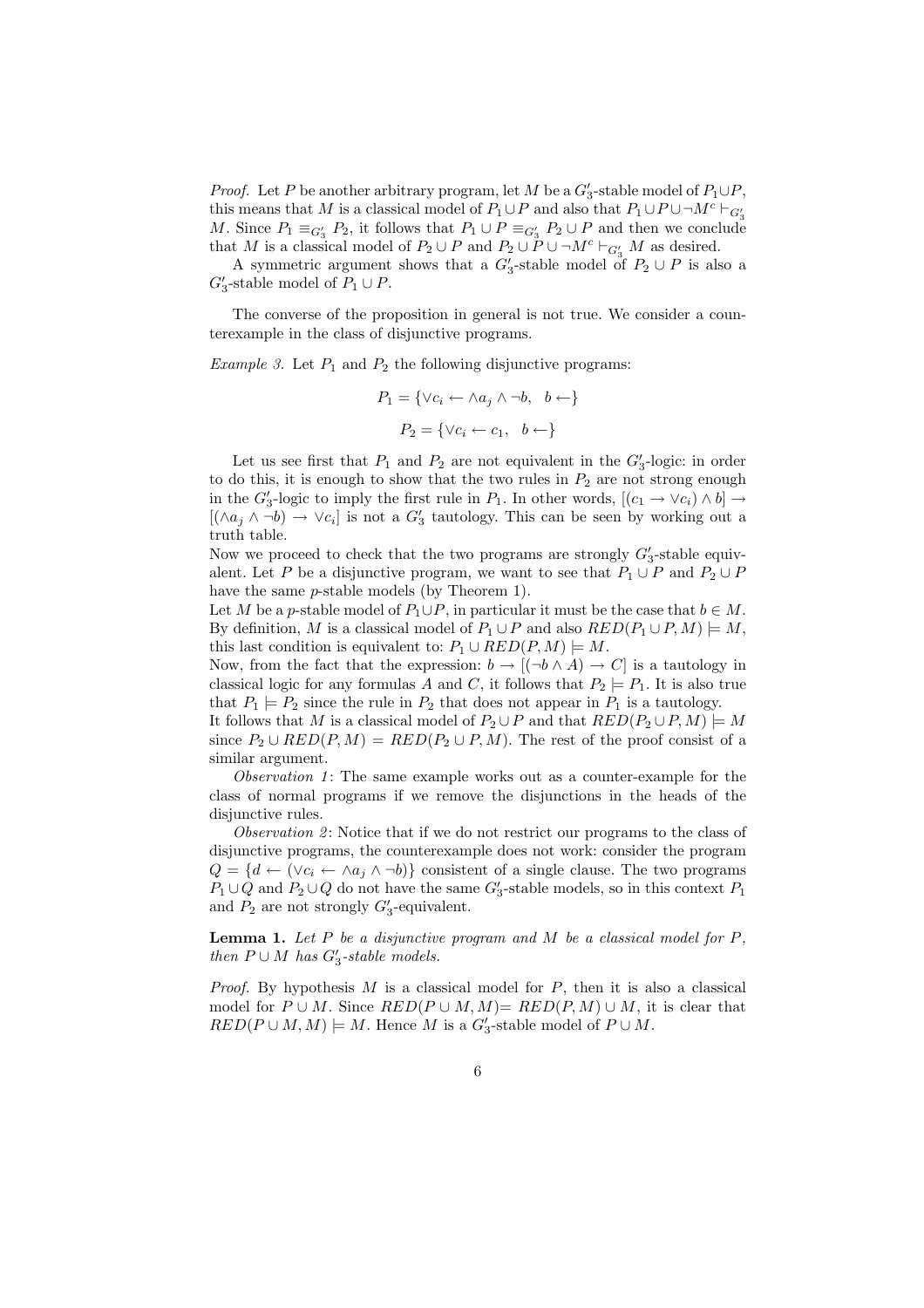*Proof.* Let $P$ be another arbitrary program, let $M$ be a $G'_3$-stable model of $P_1 \cup P$, this means that $M$ is a classical model of $P_1 \cup P$ and also that $P_1 \cup P \cup \neg M^c \vdash_{G'_3} M$. Since $P_1 \equiv_{G'_3} P_2$, it follows that $P_1 \cup P \equiv_{G'_3} P_2 \cup P$ and then we conclude that $M$ is a classical model of $P_2 \cup P$ and $P_2 \cup P \cup \neg M^c \vdash_{G'_3} M$ as desired.

A symmetric argument shows that a $G'_3$-stable model of $P_2 \cup P$ is also a $G'_3$-stable model of $P_1 \cup P$.

The converse of the proposition in general is not true. We consider a counterexample in the class of disjunctive programs.

*Example 3.* Let $P_1$ and $P_2$ the following disjunctive programs:

$$P_1 = \{\vee c_i \leftarrow \wedge a_j \wedge \neg b, \quad b \leftarrow\}$$

$$P_2 = \{\vee c_i \leftarrow c_1, \quad b \leftarrow\}$$

Let us see first that $P_1$ and $P_2$ are not equivalent in the $G'_3$-logic: in order to do this, it is enough to show that the two rules in $P_2$ are not strong enough in the $G'_3$-logic to imply the first rule in $P_1$. In other words, $[(c_1 \rightarrow \vee c_i) \wedge b] \rightarrow [(\wedge a_j \wedge \neg b) \rightarrow \vee c_i]$ is not a $G'_3$ tautology. This can be seen by working out a truth table.
Now we proceed to check that the two programs are strongly $G'_3$-stable equivalent. Let $P$ be a disjunctive program, we want to see that $P_1 \cup P$ and $P_2 \cup P$ have the same $p$-stable models (by Theorem 1).
Let $M$ be a $p$-stable model of $P_1 \cup P$, in particular it must be the case that $b \in M$. By definition, $M$ is a classical model of $P_1 \cup P$ and also $RED(P_1 \cup P, M) \models M$, this last condition is equivalent to: $P_1 \cup RED(P, M) \models M$.
Now, from the fact that the expression: $b \rightarrow [(\neg b \wedge A) \rightarrow C]$ is a tautology in classical logic for any formulas $A$ and $C$, it follows that $P_2 \models P_1$. It is also true that $P_1 \models P_2$ since the rule in $P_2$ that does not appear in $P_1$ is a tautology.
It follows that $M$ is a classical model of $P_2 \cup P$ and that $RED(P_2 \cup P, M) \models M$ since $P_2 \cup RED(P, M) = RED(P_2 \cup P, M)$. The rest of the proof consist of a similar argument.

*Observation 1*: The same example works out as a counter-example for the class of normal programs if we remove the disjunctions in the heads of the disjunctive rules.

*Observation 2*: Notice that if we do not restrict our programs to the class of disjunctive programs, the counterexample does not work: consider the program $Q = \{d \leftarrow (\vee c_i \leftarrow \wedge a_j \wedge \neg b)\}$ consistent of a single clause. The two programs $P_1 \cup Q$ and $P_2 \cup Q$ do not have the same $G'_3$-stable models, so in this context $P_1$ and $P_2$ are not strongly $G'_3$-equivalent.

**Lemma 1.** *Let $P$ be a disjunctive program and $M$ be a classical model for $P$, then $P \cup M$ has $G'_3$-stable models.*

*Proof.* By hypothesis $M$ is a classical model for $P$, then it is also a classical model for $P \cup M$. Since $RED(P \cup M, M)= RED(P, M) \cup M$, it is clear that $RED(P \cup M, M) \models M$. Hence $M$ is a $G'_3$-stable model of $P \cup M$.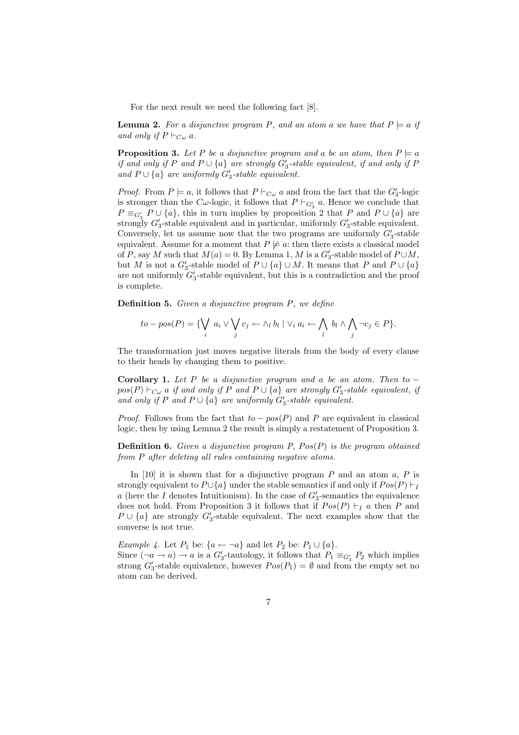For the next result we need the following fact [8].

**Lemma 2.** *For a disjunctive program $P$, and an atom $a$ we have that $P \models a$ if and only if $P \vdash_{C\omega} a$.*

**Proposition 3.** *Let $P$ be a disjunctive program and $a$ be an atom, then $P \models a$ if and only if $P$ and $P \cup \{a\}$ are strongly $G_3'$-stable equivalent, if and only if $P$ and $P \cup \{a\}$ are uniformly $G_3'$-stable equivalent.*

*Proof.* From $P \models a$, it follows that $P \vdash_{C\omega} a$ and from the fact that the $G_3'$-logic is stronger than the $C\omega$-logic, it follows that $P \vdash_{G_3'} a$. Hence we conclude that $P \equiv_{G_3'} P \cup \{a\}$, this in turn implies by proposition 2 that $P$ and $P \cup \{a\}$ are strongly $G_3'$-stable equivalent and in particular, uniformly $G_3'$-stable equivalent. Conversely, let us assume now that the two programs are uniformly $G_3'$-stable equivalent. Assume for a moment that $P \not\models a$: then there exists a classical model of $P$, say $M$ such that $M(a) = 0$. By Lemma 1, $M$ is a $G_3'$-stable model of $P \cup M$, but $M$ is not a $G_3'$-stable model of $P \cup \{a\} \cup M$. It means that $P$ and $P \cup \{a\}$ are not uniformly $G_3'$-stable equivalent, but this is a contradiction and the proof is complete.

**Definition 5.** *Given a disjunctive program $P$, we define*

$$to-pos(P) = \{\bigvee_i a_i \vee \bigvee_j c_j \leftarrow \wedge_l b_l \mid \vee_i a_i \leftarrow \bigwedge_l b_l \wedge \bigwedge_j \neg c_j \in P\}.$$

The transformation just moves negative literals from the body of every clause to their heads by changing them to positive.

**Corollary 1.** *Let $P$ be a disjunctive program and $a$ be an atom. Then $to-pos(P) \vdash_{C\omega} a$ if and only if $P$ and $P \cup \{a\}$ are strongly $G_3'$-stable equivalent, if and only if $P$ and $P \cup \{a\}$ are uniformly $G_3'$-stable equivalent.*

*Proof.* Follows from the fact that $to-pos(P)$ and $P$ are equivalent in classical logic, then by using Lemma 2 the result is simply a restatement of Proposition 3.

**Definition 6.** *Given a disjunctive program $P$, $Pos(P)$ is the program obtained from $P$ after deleting all rules containing negative atoms.*

In [10] it is shown that for a disjunctive program $P$ and an atom $a$, $P$ is strongly equivalent to $P \cup \{a\}$ under the stable semantics if and only if $Pos(P) \vdash_I a$ (here the $I$ denotes Intuitionism). In the case of $G_3'$-semantics the equivalence does not hold. From Proposition 3 it follows that if $Pos(P) \vdash_I a$ then $P$ and $P \cup \{a\}$ are strongly $G_3'$-stable equivalent. The next examples show that the converse is not true.

*Example 4.* Let $P_1$ be: $\{a \leftarrow \neg a\}$ and let $P_2$ be: $P_1 \cup \{a\}$.
Since $(\neg a \rightarrow a) \rightarrow a$ is a $G_3'$-tautology, it follows that $P_1 \equiv_{G_3'} P_2$ which implies strong $G_3'$-stable equivalence, however $Pos(P_1) = \emptyset$ and from the empty set no atom can be derived.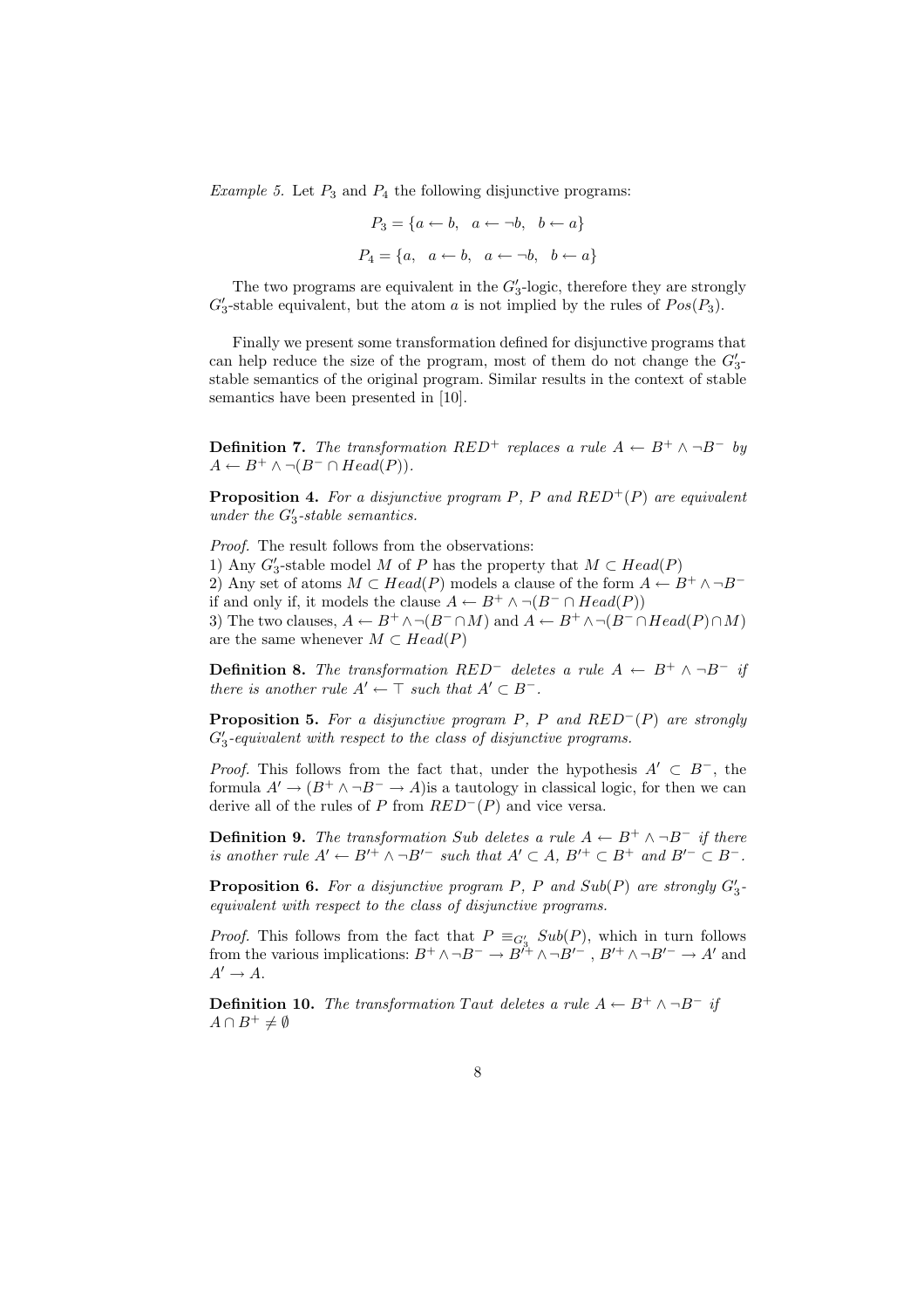*Example 5.* Let $P_3$ and $P_4$ the following disjunctive programs:

$$P_3 = \{a \leftarrow b, \quad a \leftarrow \neg b, \quad b \leftarrow a\}$$

$$P_4 = \{a, \quad a \leftarrow b, \quad a \leftarrow \neg b, \quad b \leftarrow a\}$$

The two programs are equivalent in the $G_3'$-logic, therefore they are strongly $G_3'$-stable equivalent, but the atom $a$ is not implied by the rules of $Pos(P_3)$.

Finally we present some transformation defined for disjunctive programs that can help reduce the size of the program, most of them do not change the $G_3'$-stable semantics of the original program. Similar results in the context of stable semantics have been presented in [10].

**Definition 7.** *The transformation $RED^+$ replaces a rule $A \leftarrow B^+ \wedge \neg B^-$ by $A \leftarrow B^+ \wedge \neg(B^- \cap Head(P))$.*

**Proposition 4.** *For a disjunctive program $P$, $P$ and $RED^+(P)$ are equivalent under the $G_3'$-stable semantics.*

*Proof.* The result follows from the observations:
1) Any $G_3'$-stable model $M$ of $P$ has the property that $M \subset Head(P)$
2) Any set of atoms $M \subset Head(P)$ models a clause of the form $A \leftarrow B^+ \wedge \neg B^-$ if and only if, it models the clause $A \leftarrow B^+ \wedge \neg(B^- \cap Head(P))$
3) The two clauses, $A \leftarrow B^+ \wedge \neg(B^- \cap M)$ and $A \leftarrow B^+ \wedge \neg(B^- \cap Head(P) \cap M)$ are the same whenever $M \subset Head(P)$

**Definition 8.** *The transformation $RED^-$ deletes a rule $A \leftarrow B^+ \wedge \neg B^-$ if there is another rule $A' \leftarrow \top$ such that $A' \subset B^-$.*

**Proposition 5.** *For a disjunctive program $P$, $P$ and $RED^-(P)$ are strongly $G_3'$-equivalent with respect to the class of disjunctive programs.*

*Proof.* This follows from the fact that, under the hypothesis $A' \subset B^-$, the formula $A' \rightarrow (B^+ \wedge \neg B^- \rightarrow A)$is a tautology in classical logic, for then we can derive all of the rules of $P$ from $RED^-(P)$ and vice versa.

**Definition 9.** *The transformation $Sub$ deletes a rule $A \leftarrow B^+ \wedge \neg B^-$ if there is another rule $A' \leftarrow B'^+ \wedge \neg B'^-$ such that $A' \subset A$, $B'^+ \subset B^+$ and $B'^- \subset B^-$.*

**Proposition 6.** *For a disjunctive program $P$, $P$ and $Sub(P)$ are strongly $G_3'$-equivalent with respect to the class of disjunctive programs.*

*Proof.* This follows from the fact that $P \equiv_{G_3'} Sub(P)$, which in turn follows from the various implications: $B^+ \wedge \neg B^- \rightarrow B'^+ \wedge \neg B'^-$ , $B'^+ \wedge \neg B'^- \rightarrow A'$ and $A' \rightarrow A$.

**Definition 10.** *The transformation $Taut$ deletes a rule $A \leftarrow B^+ \wedge \neg B^-$ if $A \cap B^+ \neq \emptyset$*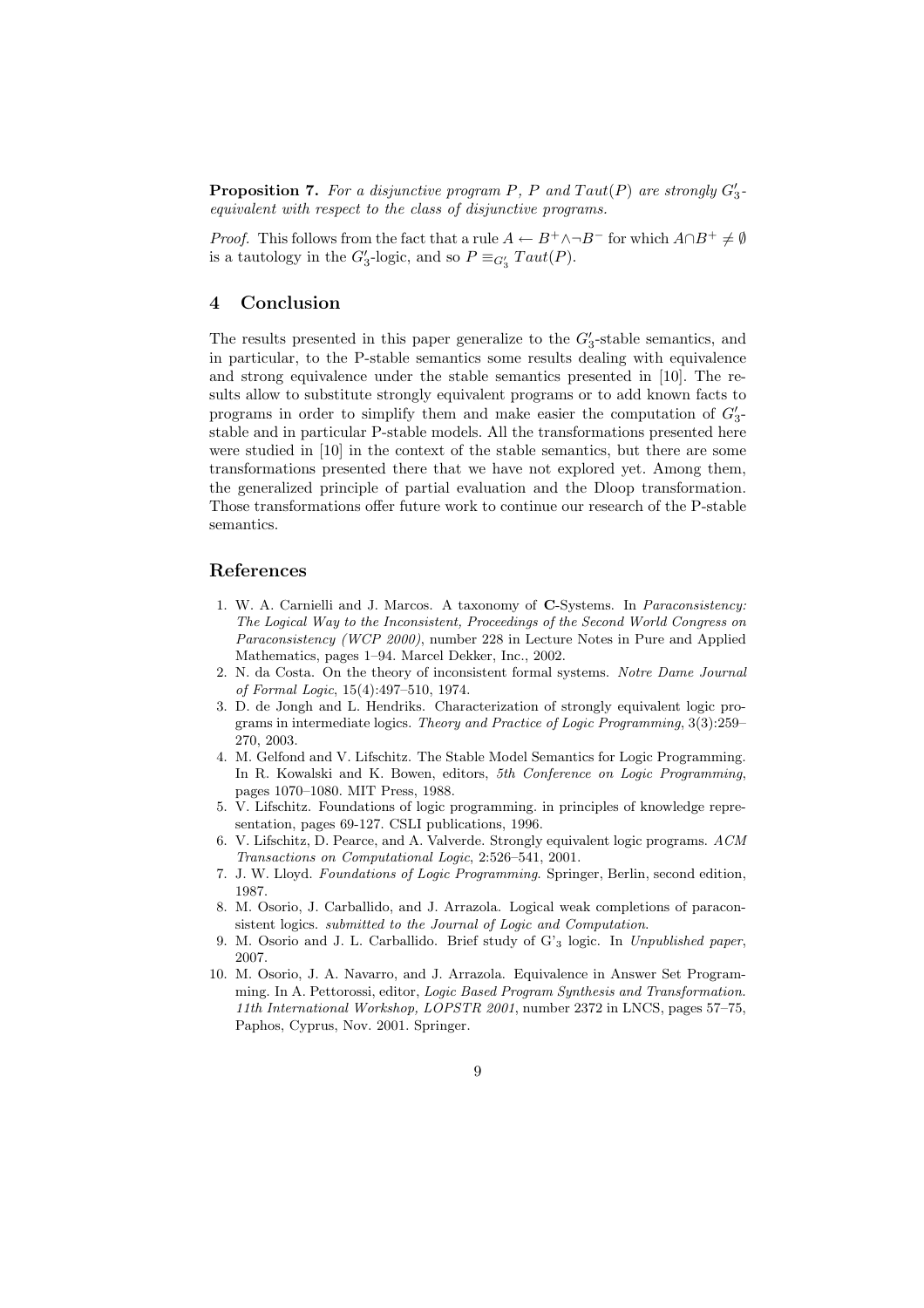**Proposition 7.** *For a disjunctive program $P$, $P$ and $Taut(P)$ are strongly $G'_3$-equivalent with respect to the class of disjunctive programs.*

*Proof.* This follows from the fact that a rule $A \leftarrow B^+ \wedge \neg B^-$ for which $A \cap B^+ \neq \emptyset$ is a tautology in the $G'_3$-logic, and so $P \equiv_{G'_3} Taut(P)$.

## 4 Conclusion

The results presented in this paper generalize to the $G'_3$-stable semantics, and in particular, to the P-stable semantics some results dealing with equivalence and strong equivalence under the stable semantics presented in [10]. The results allow to substitute strongly equivalent programs or to add known facts to programs in order to simplify them and make easier the computation of $G'_3$-stable and in particular P-stable models. All the transformations presented here were studied in [10] in the context of the stable semantics, but there are some transformations presented there that we have not explored yet. Among them, the generalized principle of partial evaluation and the Dloop transformation. Those transformations offer future work to continue our research of the P-stable semantics.

## References

1. W. A. Carnielli and J. Marcos. A taxonomy of **C**-Systems. In *Paraconsistency: The Logical Way to the Inconsistent, Proceedings of the Second World Congress on Paraconsistency (WCP 2000)*, number 228 in Lecture Notes in Pure and Applied Mathematics, pages 1–94. Marcel Dekker, Inc., 2002.
2. N. da Costa. On the theory of inconsistent formal systems. *Notre Dame Journal of Formal Logic*, 15(4):497–510, 1974.
3. D. de Jongh and L. Hendriks. Characterization of strongly equivalent logic programs in intermediate logics. *Theory and Practice of Logic Programming*, 3(3):259–270, 2003.
4. M. Gelfond and V. Lifschitz. The Stable Model Semantics for Logic Programming. In R. Kowalski and K. Bowen, editors, *5th Conference on Logic Programming*, pages 1070–1080. MIT Press, 1988.
5. V. Lifschitz. Foundations of logic programming. in principles of knowledge representation, pages 69-127. CSLI publications, 1996.
6. V. Lifschitz, D. Pearce, and A. Valverde. Strongly equivalent logic programs. *ACM Transactions on Computational Logic*, 2:526–541, 2001.
7. J. W. Lloyd. *Foundations of Logic Programming*. Springer, Berlin, second edition, 1987.
8. M. Osorio, J. Carballido, and J. Arrazola. Logical weak completions of paraconsistent logics. *submitted to the Journal of Logic and Computation*.
9. M. Osorio and J. L. Carballido. Brief study of G'$_3$ logic. In *Unpublished paper*, 2007.
10. M. Osorio, J. A. Navarro, and J. Arrazola. Equivalence in Answer Set Programming. In A. Pettorossi, editor, *Logic Based Program Synthesis and Transformation. 11th International Workshop, LOPSTR 2001*, number 2372 in LNCS, pages 57–75, Paphos, Cyprus, Nov. 2001. Springer.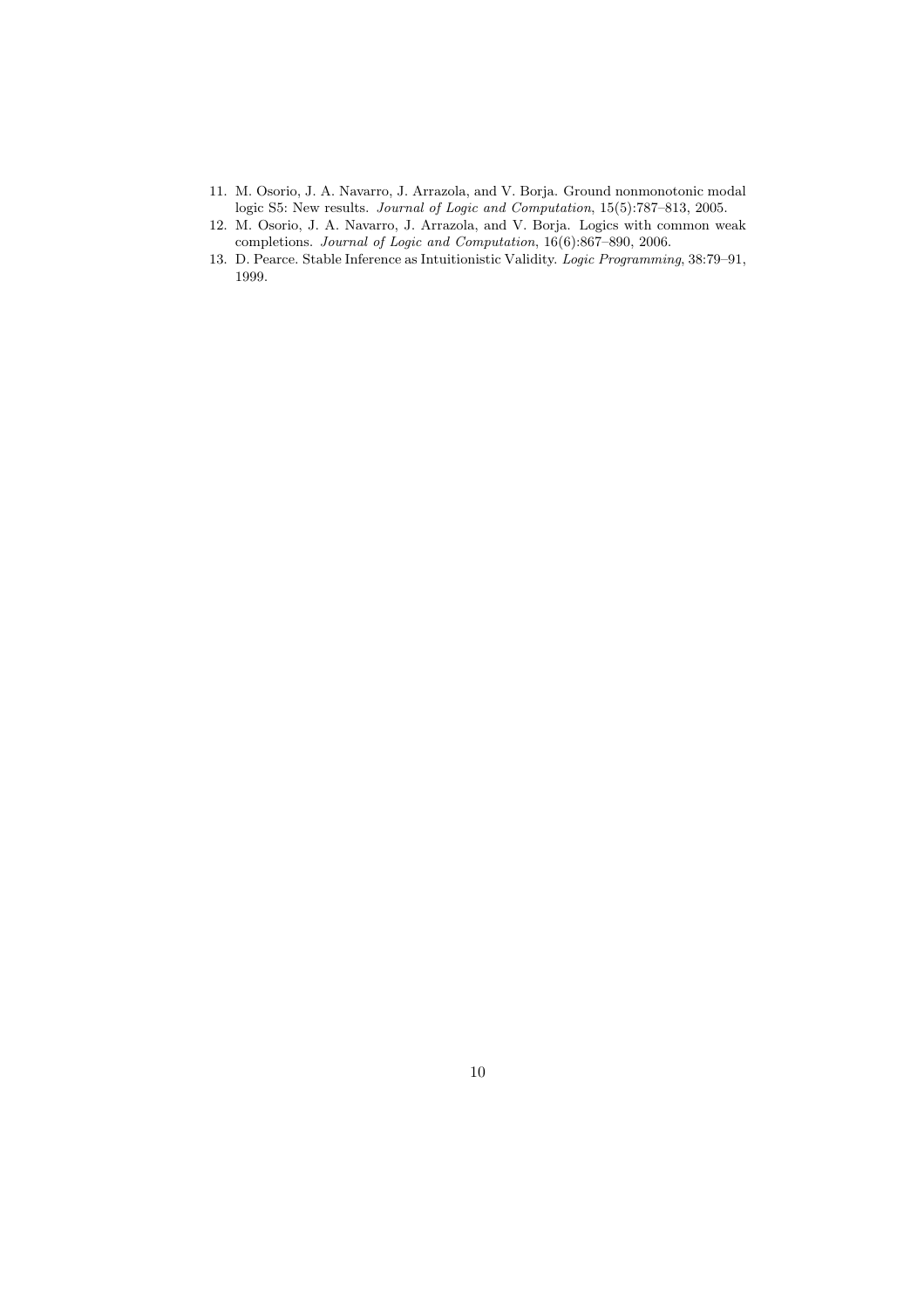11. M. Osorio, J. A. Navarro, J. Arrazola, and V. Borja. Ground nonmonotonic modal logic S5: New results. *Journal of Logic and Computation*, 15(5):787–813, 2005.
12. M. Osorio, J. A. Navarro, J. Arrazola, and V. Borja. Logics with common weak completions. *Journal of Logic and Computation*, 16(6):867–890, 2006.
13. D. Pearce. Stable Inference as Intuitionistic Validity. *Logic Programming*, 38:79–91, 1999.